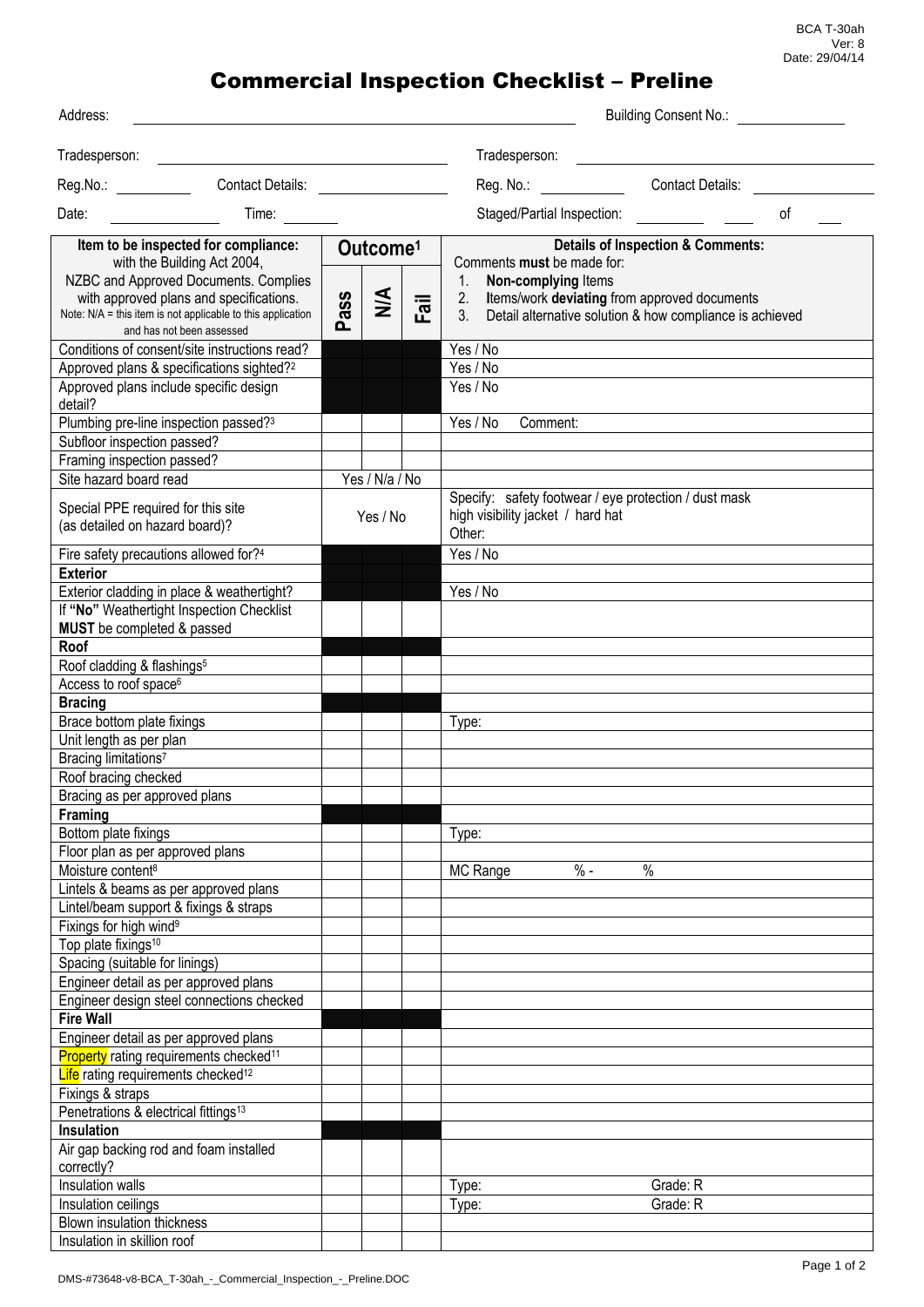BCA T-30ah
Ver: 8
Date: 29/04/14

# Commercial Inspection Checklist – Preline

Address: ______________________ Building Consent No.: __________

Tradesperson: __________ Tradesperson: __________

Reg.No.: ______ Contact Details: __________ Reg. No.: ______ Contact Details: __________

Date: ______ Time: ______ Staged/Partial Inspection: ______ ___ of ___

| Item to be inspected for compliance: with the Building Act 2004, NZBC and Approved Documents. Complies with approved plans and specifications. Note: N/A = this item is not applicable to this application and has not been assessed | Outcome[1] | | | Details of Inspection & Comments: Comments **must** be made for: 1. **Non-complying** Items 2. Items/work **deviating** from approved documents 3. Detail alternative solution & how compliance is achieved |
|---|---|---|---|---|
| | Pass | N/A | Fail | |
| Conditions of consent/site instructions read? | | | | Yes / No |
| Approved plans & specifications sighted?[2] | | | | Yes / No |
| Approved plans include specific design detail? | | | | Yes / No |
| Plumbing pre-line inspection passed?[3] | | | | Yes / No Comment: |
| Subfloor inspection passed? | | | | |
| Framing inspection passed? | | | | |
| Site hazard board read | Yes / N/a / No | | | |
| Special PPE required for this site (as detailed on hazard board)? | Yes / No | | | Specify: safety footwear / eye protection / dust mask high visibility jacket / hard hat Other: |
| Fire safety precautions allowed for?[4] | | | | Yes / No |
| **Exterior** | | | | |
| Exterior cladding in place & weathertight? | | | | Yes / No |
| If **"No"** Weathertight Inspection Checklist **MUST** be completed & passed | | | | |
| **Roof** | | | | |
| Roof cladding & flashings[5] | | | | |
| Access to roof space[6] | | | | |
| **Bracing** | | | | |
| Brace bottom plate fixings | | | | Type: |
| Unit length as per plan | | | | |
| Bracing limitations[7] | | | | |
| Roof bracing checked | | | | |
| Bracing as per approved plans | | | | |
| **Framing** | | | | |
| Bottom plate fixings | | | | Type: |
| Floor plan as per approved plans | | | | |
| Moisture content[8] | | | | MC Range % - % |
| Lintels & beams as per approved plans | | | | |
| Lintel/beam support & fixings & straps | | | | |
| Fixings for high wind[9] | | | | |
| Top plate fixings[10] | | | | |
| Spacing (suitable for linings) | | | | |
| Engineer detail as per approved plans | | | | |
| Engineer design steel connections checked | | | | |
| **Fire Wall** | | | | |
| Engineer detail as per approved plans | | | | |
| Property rating requirements checked[11] | | | | |
| Life rating requirements checked[12] | | | | |
| Fixings & straps | | | | |
| Penetrations & electrical fittings[13] | | | | |
| **Insulation** | | | | |
| Air gap backing rod and foam installed correctly? | | | | |
| Insulation walls | | | | Type: Grade: R |
| Insulation ceilings | | | | Type: Grade: R |
| Blown insulation thickness | | | | |
| Insulation in skillion roof | | | | |

DMS-#73648-v8-BCA_T-30ah_-_Commercial_Inspection_-_Preline.DOC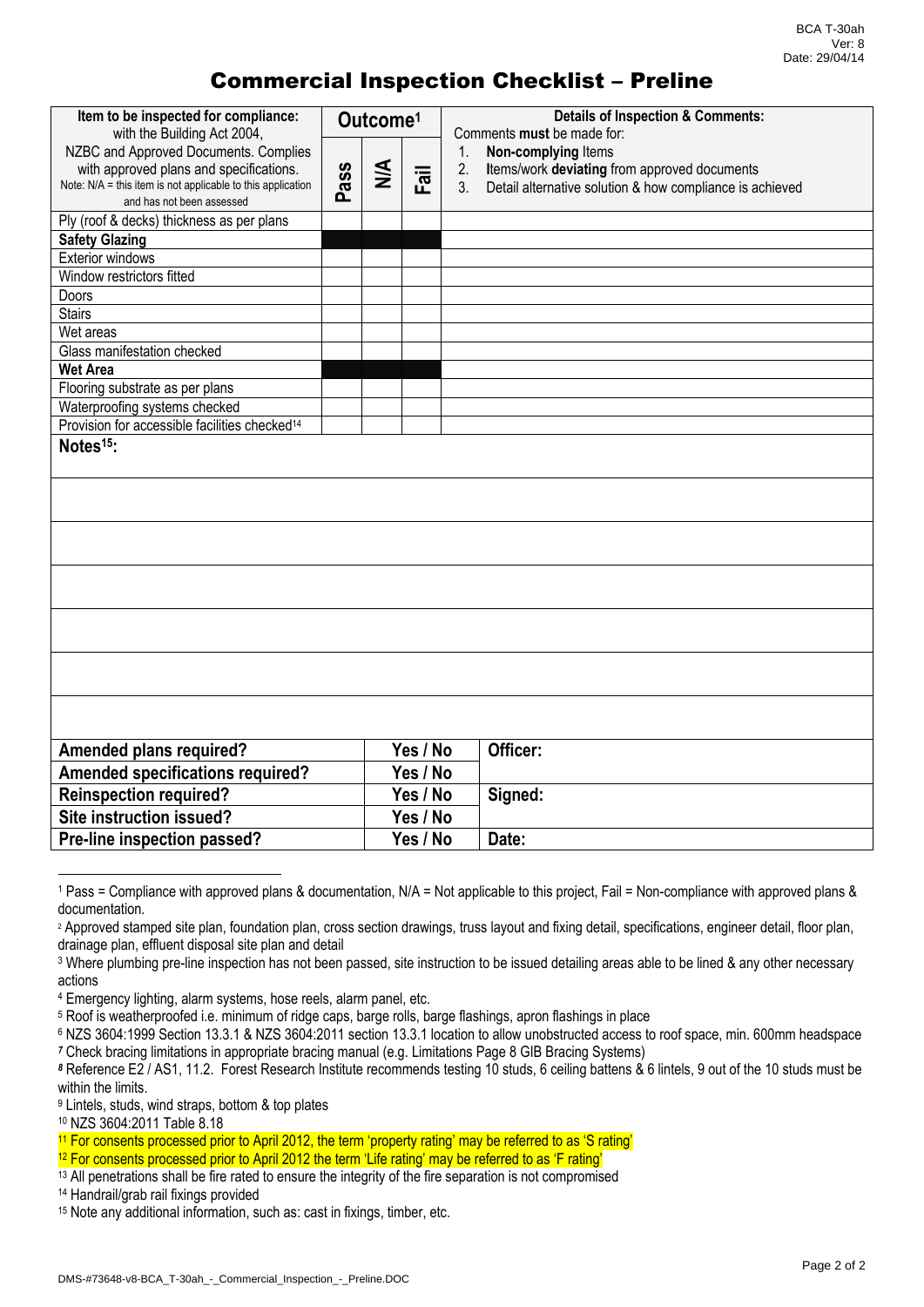BCA T-30ah
Ver: 8
Date: 29/04/14

# Commercial Inspection Checklist – Preline

| **Item to be inspected for compliance:** with the Building Act 2004, NZBC and Approved Documents. Complies with approved plans and specifications. Note: N/A = this item is not applicable to this application and has not been assessed | **Outcome[1]** Pass | N/A | Fail | **Details of Inspection & Comments:** Comments **must** be made for: 1. **Non-complying** Items 2. Items/work **deviating** from approved documents 3. Detail alternative solution & how compliance is achieved |
|---|---|---|---|---|
| Ply (roof & decks) thickness as per plans | | | | |
| **Safety Glazing** | | | | |
| Exterior windows | | | | |
| Window restrictors fitted | | | | |
| Doors | | | | |
| Stairs | | | | |
| Wet areas | | | | |
| Glass manifestation checked | | | | |
| **Wet Area** | | | | |
| Flooring substrate as per plans | | | | |
| Waterproofing systems checked | | | | |
| Provision for accessible facilities checked[14] | | | | |

**Notes[15]:**

| | | |
|---|---|---|
| **Amended plans required?** | **Yes / No** | **Officer:** |
| **Amended specifications required?** | **Yes / No** | |
| **Reinspection required?** | **Yes / No** | **Signed:** |
| **Site instruction issued?** | **Yes / No** | |
| **Pre-line inspection passed?** | **Yes / No** | **Date:** |

[1] Pass = Compliance with approved plans & documentation, N/A = Not applicable to this project, Fail = Non-compliance with approved plans & documentation.

[2] Approved stamped site plan, foundation plan, cross section drawings, truss layout and fixing detail, specifications, engineer detail, floor plan, drainage plan, effluent disposal site plan and detail

[3] Where plumbing pre-line inspection has not been passed, site instruction to be issued detailing areas able to be lined & any other necessary actions

[4] Emergency lighting, alarm systems, hose reels, alarm panel, etc.

[5] Roof is weatherproofed i.e. minimum of ridge caps, barge rolls, barge flashings, apron flashings in place

[6] NZS 3604:1999 Section 13.3.1 & NZS 3604:2011 section 13.3.1 location to allow unobstructed access to roof space, min. 600mm headspace

[7] Check bracing limitations in appropriate bracing manual (e.g. Limitations Page 8 GIB Bracing Systems)

[8] Reference E2 / AS1, 11.2. Forest Research Institute recommends testing 10 studs, 6 ceiling battens & 6 lintels, 9 out of the 10 studs must be within the limits.

[9] Lintels, studs, wind straps, bottom & top plates

[10] NZS 3604:2011 Table 8.18

[11] For consents processed prior to April 2012, the term 'property rating' may be referred to as 'S rating'

[12] For consents processed prior to April 2012 the term 'Life rating' may be referred to as 'F rating'

[13] All penetrations shall be fire rated to ensure the integrity of the fire separation is not compromised

[14] Handrail/grab rail fixings provided

[15] Note any additional information, such as: cast in fixings, timber, etc.

DMS-#73648-v8-BCA_T-30ah_-_Commercial_Inspection_-_Preline.DOC